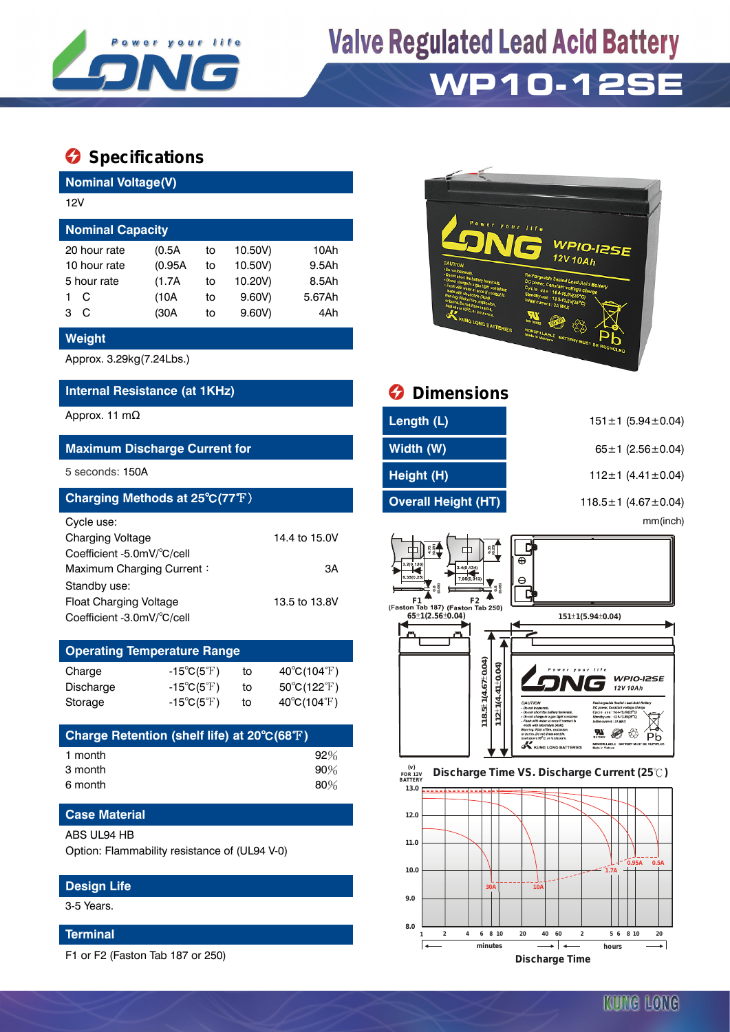# Valve Regulated Lead Acid Battery

# WP10-12SE

## Specifications

### Nominal Voltage(V)

12V

### Nominal Capacity

| | | | | |
|---|---|---|---|---|
| 20 hour rate | (0.5A | to | 10.50V) | 10Ah |
| 10 hour rate | (0.95A | to | 10.50V) | 9.5Ah |
| 5 hour rate | (1.7A | to | 10.20V) | 8.5Ah |
| 1 C | (10A | to | 9.60V) | 5.67Ah |
| 3 C | (30A | to | 9.60V) | 4Ah |

### Weight

Approx. 3.29kg(7.24Lbs.)

### Internal Resistance (at 1KHz)

Approx. 11 mΩ

### Maximum Discharge Current for

5 seconds: 150A

### Charging Methods at 25℃(77℉)

Cycle use:

| | |
|---|---|
| Charging Voltage | 14.4 to 15.0V |
| Coefficient -5.0mV/℃/cell | |
| Maximum Charging Current : | 3A |

Standby use:

| | |
|---|---|
| Float Charging Voltage | 13.5 to 13.8V |
| Coefficient -3.0mV/℃/cell | |

### Operating Temperature Range

| | | | |
|---|---|---|---|
| Charge | -15℃(5℉) | to | 40℃(104℉) |
| Discharge | -15℃(5℉) | to | 50℃(122℉) |
| Storage | -15℃(5℉) | to | 40℃(104℉) |

### Charge Retention (shelf life) at 20℃(68℉)

| | |
|---|---|
| 1 month | 92% |
| 3 month | 90% |
| 6 month | 80% |

### Case Material

ABS UL94 HB

Option: Flammability resistance of (UL94 V-0)

### Design Life

3-5 Years.

### Terminal

F1 or F2 (Faston Tab 187 or 250)

## Dimensions

| | |
|---|---|
| Length (L) | 151±1 (5.94±0.04) |
| Width (W) | 65±1 (2.56±0.04) |
| Height (H) | 112±1 (4.41±0.04) |
| Overall Height (HT) | 118.5±1 (4.67±0.04) |

mm(inch)

F1 (Faston Tab 187) F2 (Faston Tab 250)

65±1(2.56±0.04) 151±1(5.94±0.04) 118.5±1(4.67±0.04) 112±1(4.41±0.04)

### Discharge Time VS. Discharge Current (25℃)

(V) FOR 12V BATTERY

Discharge Time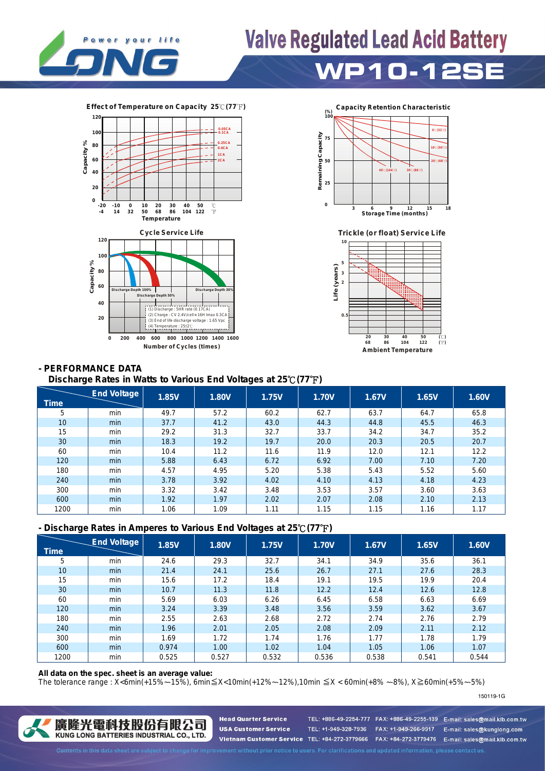Power your life

LONG

# Valve Regulated Lead Acid Battery

# WP10-12SE

Effect of Temperature on Capacity 25℃(77℉)

Capacity %

120
100
80
60
40
20
0

0.05CA
0.1CA
0.25CA
0.6CA
1CA
2CA

-20 -10 0 10 20 30 40 50 ℃
-4 14 32 50 68 86 104 122 ℉

Temperature

Capacity Retention Characteristic

(%)
100
75
50
25
0

Remaining Capacity

0℃(32℉)
10℃(50℉)
20℃(68℉)
40℃(104℉)
30℃(86℉)

3 6 9 12 15 18

Storage Time (months)

Cycle Service Life

Capacity %

120
100
80
60
40
20

Discharge Depth 100%
Discharge Depth 50%
Discharge Depth 30%

(1) Discharge : 5HR rate (0.17CA)
(2) Charge : CV 2.4V/cell≅16H Imax 0.3CA
(3) End of life discharge voltage : 1.65 Vpc
(4) Temperature : 25±2℃

0 200 400 600 800 1000 1200 1400 1600

Number of Cycles (times)

Trickle (or float) Service Life

Life (years)

10
5
3
2
0.5

20 30 40 50 (℃)
68 86 104 122 (℉)

Ambient Temperature

## - PERFORMANCE DATA

### Discharge Rates in Watts to Various End Voltages at 25℃(77℉)

| Time | | 1.85V | 1.80V | 1.75V | 1.70V | 1.67V | 1.65V | 1.60V |
|---|---|---|---|---|---|---|---|---|
| 5 | min | 49.7 | 57.2 | 60.2 | 62.7 | 63.7 | 64.7 | 65.8 |
| 10 | min | 37.7 | 41.2 | 43.0 | 44.3 | 44.8 | 45.5 | 46.3 |
| 15 | min | 29.2 | 31.3 | 32.7 | 33.7 | 34.2 | 34.7 | 35.2 |
| 30 | min | 18.3 | 19.2 | 19.7 | 20.0 | 20.3 | 20.5 | 20.7 |
| 60 | min | 10.4 | 11.2 | 11.6 | 11.9 | 12.0 | 12.1 | 12.2 |
| 120 | min | 5.88 | 6.43 | 6.72 | 6.92 | 7.00 | 7.10 | 7.20 |
| 180 | min | 4.57 | 4.95 | 5.20 | 5.38 | 5.43 | 5.52 | 5.60 |
| 240 | min | 3.78 | 3.92 | 4.02 | 4.10 | 4.13 | 4.18 | 4.23 |
| 300 | min | 3.32 | 3.42 | 3.48 | 3.53 | 3.57 | 3.60 | 3.63 |
| 600 | min | 1.92 | 1.97 | 2.02 | 2.07 | 2.08 | 2.10 | 2.13 |
| 1200 | min | 1.06 | 1.09 | 1.11 | 1.15 | 1.15 | 1.16 | 1.17 |

### - Discharge Rates in Amperes to Various End Voltages at 25℃(77℉)

| Time | | 1.85V | 1.80V | 1.75V | 1.70V | 1.67V | 1.65V | 1.60V |
|---|---|---|---|---|---|---|---|---|
| 5 | min | 24.6 | 29.3 | 32.7 | 34.1 | 34.9 | 35.6 | 36.1 |
| 10 | min | 21.4 | 24.1 | 25.6 | 26.7 | 27.1 | 27.6 | 28.3 |
| 15 | min | 15.6 | 17.2 | 18.4 | 19.1 | 19.5 | 19.9 | 20.4 |
| 30 | min | 10.7 | 11.3 | 11.8 | 12.2 | 12.4 | 12.6 | 12.8 |
| 60 | min | 5.69 | 6.03 | 6.26 | 6.45 | 6.58 | 6.63 | 6.69 |
| 120 | min | 3.24 | 3.39 | 3.48 | 3.56 | 3.59 | 3.62 | 3.67 |
| 180 | min | 2.55 | 2.63 | 2.68 | 2.72 | 2.74 | 2.76 | 2.79 |
| 240 | min | 1.96 | 2.01 | 2.05 | 2.08 | 2.09 | 2.11 | 2.12 |
| 300 | min | 1.69 | 1.72 | 1.74 | 1.76 | 1.77 | 1.78 | 1.79 |
| 600 | min | 0.974 | 1.00 | 1.02 | 1.04 | 1.05 | 1.06 | 1.07 |
| 1200 | min | 0.525 | 0.527 | 0.532 | 0.536 | 0.538 | 0.541 | 0.544 |

**All data on the spec. sheet is an average value:**
The tolerance range : X<6min(+15%~15%), 6min≦X<10min(+12%~12%),10min ≦X < 60min(+8% ~8%), X≧60min(+5%~5%)

150119-1G

廣隆光電科技股份有限公司
KUNG LONG BATTERIES INDUSTRIAL CO., LTD.

| | | | |
|---|---|---|---|
| Head Quarter Service | TEL: +886-49-2254-777 | FAX: +886-49-2255-139 | E-mail: sales@mail.klb.com.tw |
| USA Customer Service | TEL: +1-949-328-7936 | FAX: +1-949-266-9917 | E-mail: sales@kunglong.com |
| Vietnam Customer Service | TEL: +84-272-3779666 | FAX: +84-272-3779476 | E-mail: sales@mail.klb.com.tw |

Contents in this data sheet are subject to change for improvement without prior notice to users. For clarifications and updated information, please contact us.